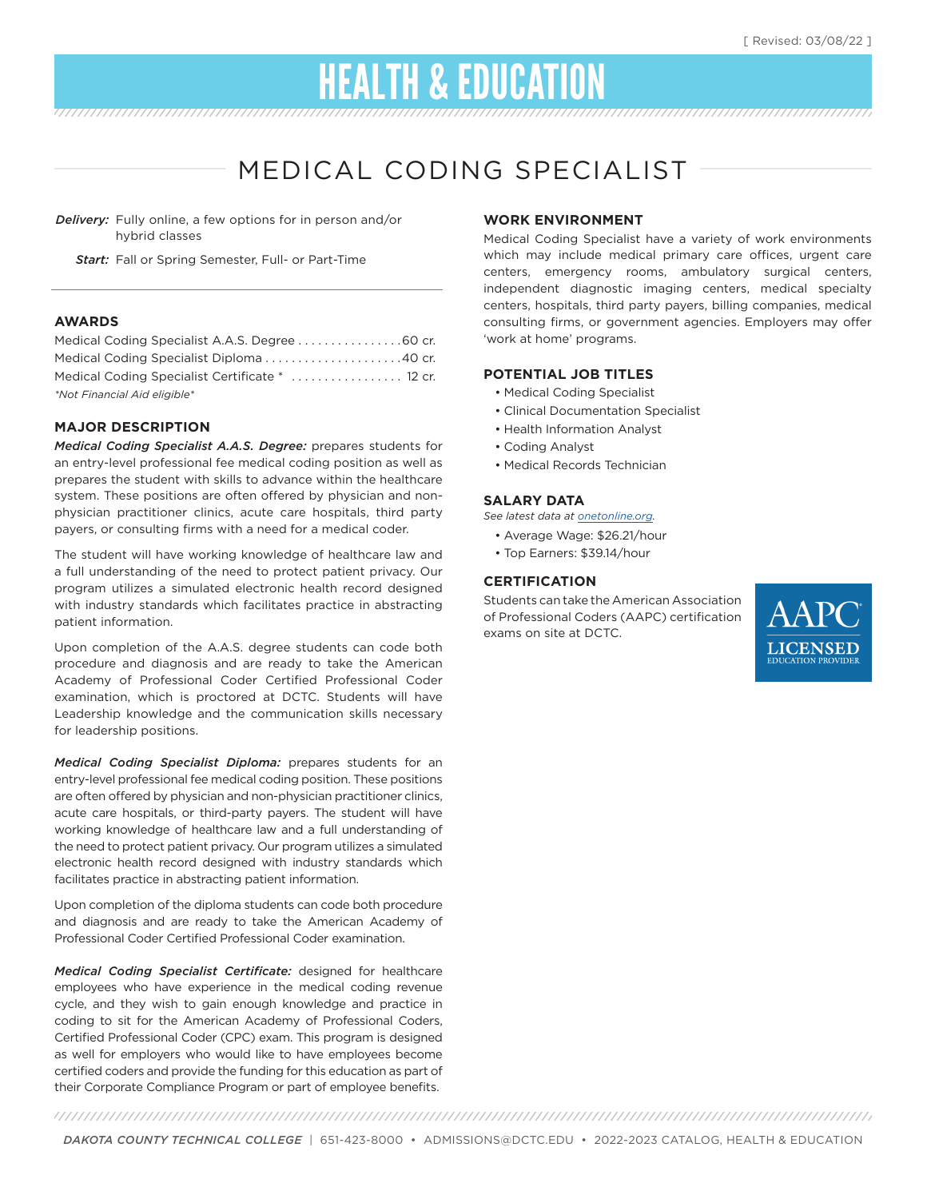[ Revised: 03/08/22 ]

# HEALTH & EDUCATION

## MEDICAL CODING SPECIALIST

***Delivery:*** Fully online, a few options for in person and/or hybrid classes

***Start:*** Fall or Spring Semester, Full- or Part-Time

### AWARDS

Medical Coding Specialist A.A.S. Degree ................ 60 cr.
Medical Coding Specialist Diploma ..................... 40 cr.
Medical Coding Specialist Certificate * ................. 12 cr.
*\*Not Financial Aid eligible\**

### MAJOR DESCRIPTION

***Medical Coding Specialist A.A.S. Degree:*** prepares students for an entry-level professional fee medical coding position as well as prepares the student with skills to advance within the healthcare system. These positions are often offered by physician and non-physician practitioner clinics, acute care hospitals, third party payers, or consulting firms with a need for a medical coder.

The student will have working knowledge of healthcare law and a full understanding of the need to protect patient privacy. Our program utilizes a simulated electronic health record designed with industry standards which facilitates practice in abstracting patient information.

Upon completion of the A.A.S. degree students can code both procedure and diagnosis and are ready to take the American Academy of Professional Coder Certified Professional Coder examination, which is proctored at DCTC. Students will have Leadership knowledge and the communication skills necessary for leadership positions.

***Medical Coding Specialist Diploma:*** prepares students for an entry-level professional fee medical coding position. These positions are often offered by physician and non-physician practitioner clinics, acute care hospitals, or third-party payers. The student will have working knowledge of healthcare law and a full understanding of the need to protect patient privacy. Our program utilizes a simulated electronic health record designed with industry standards which facilitates practice in abstracting patient information.

Upon completion of the diploma students can code both procedure and diagnosis and are ready to take the American Academy of Professional Coder Certified Professional Coder examination.

***Medical Coding Specialist Certificate:*** designed for healthcare employees who have experience in the medical coding revenue cycle, and they wish to gain enough knowledge and practice in coding to sit for the American Academy of Professional Coders, Certified Professional Coder (CPC) exam. This program is designed as well for employers who would like to have employees become certified coders and provide the funding for this education as part of their Corporate Compliance Program or part of employee benefits.

### WORK ENVIRONMENT

Medical Coding Specialist have a variety of work environments which may include medical primary care offices, urgent care centers, emergency rooms, ambulatory surgical centers, independent diagnostic imaging centers, medical specialty centers, hospitals, third party payers, billing companies, medical consulting firms, or government agencies. Employers may offer 'work at home' programs.

### POTENTIAL JOB TITLES

- Medical Coding Specialist
- Clinical Documentation Specialist
- Health Information Analyst
- Coding Analyst
- Medical Records Technician

### SALARY DATA

*See latest data at onetonline.org.*

- Average Wage: $26.21/hour
- Top Earners: $39.14/hour

### CERTIFICATION

Students can take the American Association of Professional Coders (AAPC) certification exams on site at DCTC.

AAPC LICENSED EDUCATION PROVIDER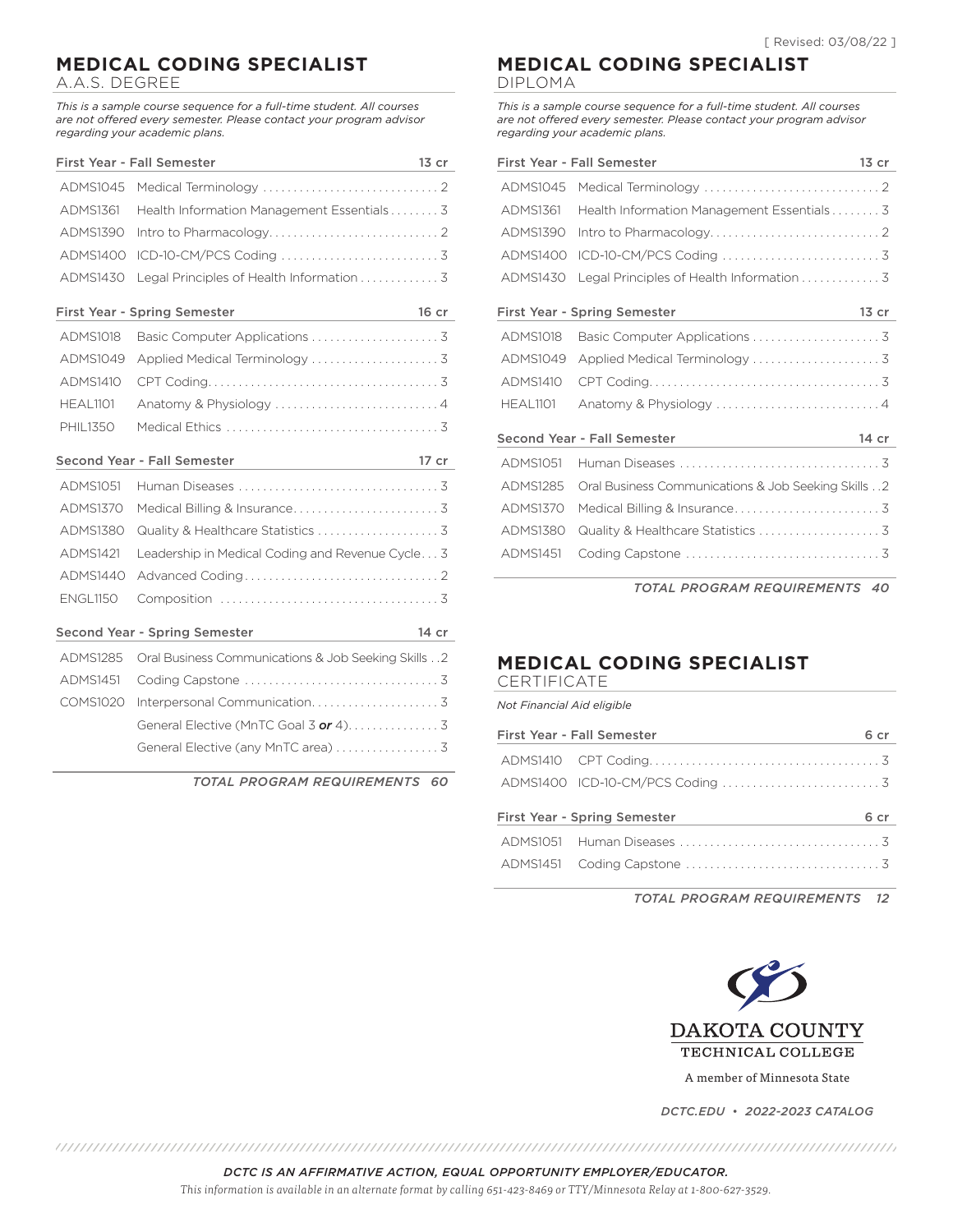[ Revised: 03/08/22 ]

# MEDICAL CODING SPECIALIST
## A.A.S. DEGREE

*This is a sample course sequence for a full-time student. All courses are not offered every semester. Please contact your program advisor regarding your academic plans.*

| First Year - Fall Semester | | 13 cr |
|---|---|---|
| ADMS1045 | Medical Terminology | 2 |
| ADMS1361 | Health Information Management Essentials | 3 |
| ADMS1390 | Intro to Pharmacology | 2 |
| ADMS1400 | ICD-10-CM/PCS Coding | 3 |
| ADMS1430 | Legal Principles of Health Information | 3 |

| First Year - Spring Semester | | 16 cr |
|---|---|---|
| ADMS1018 | Basic Computer Applications | 3 |
| ADMS1049 | Applied Medical Terminology | 3 |
| ADMS1410 | CPT Coding | 3 |
| HEAL1101 | Anatomy & Physiology | 4 |
| PHIL1350 | Medical Ethics | 3 |

| Second Year - Fall Semester | | 17 cr |
|---|---|---|
| ADMS1051 | Human Diseases | 3 |
| ADMS1370 | Medical Billing & Insurance | 3 |
| ADMS1380 | Quality & Healthcare Statistics | 3 |
| ADMS1421 | Leadership in Medical Coding and Revenue Cycle | 3 |
| ADMS1440 | Advanced Coding | 2 |
| ENGL1150 | Composition | 3 |

| Second Year - Spring Semester | | 14 cr |
|---|---|---|
| ADMS1285 | Oral Business Communications & Job Seeking Skills | 2 |
| ADMS1451 | Coding Capstone | 3 |
| COMS1020 | Interpersonal Communication | 3 |
| | General Elective (MnTC Goal 3 ***or*** 4) | 3 |
| | General Elective (any MnTC area) | 3 |

*TOTAL PROGRAM REQUIREMENTS 60*

# MEDICAL CODING SPECIALIST
## DIPLOMA

*This is a sample course sequence for a full-time student. All courses are not offered every semester. Please contact your program advisor regarding your academic plans.*

| First Year - Fall Semester | | 13 cr |
|---|---|---|
| ADMS1045 | Medical Terminology | 2 |
| ADMS1361 | Health Information Management Essentials | 3 |
| ADMS1390 | Intro to Pharmacology | 2 |
| ADMS1400 | ICD-10-CM/PCS Coding | 3 |
| ADMS1430 | Legal Principles of Health Information | 3 |

| First Year - Spring Semester | | 13 cr |
|---|---|---|
| ADMS1018 | Basic Computer Applications | 3 |
| ADMS1049 | Applied Medical Terminology | 3 |
| ADMS1410 | CPT Coding | 3 |
| HEAL1101 | Anatomy & Physiology | 4 |

| Second Year - Fall Semester | | 14 cr |
|---|---|---|
| ADMS1051 | Human Diseases | 3 |
| ADMS1285 | Oral Business Communications & Job Seeking Skills | 2 |
| ADMS1370 | Medical Billing & Insurance | 3 |
| ADMS1380 | Quality & Healthcare Statistics | 3 |
| ADMS1451 | Coding Capstone | 3 |

*TOTAL PROGRAM REQUIREMENTS 40*

# MEDICAL CODING SPECIALIST
## CERTIFICATE

*Not Financial Aid eligible*

| First Year - Fall Semester | | 6 cr |
|---|---|---|
| ADMS1410 | CPT Coding | 3 |
| ADMS1400 | ICD-10-CM/PCS Coding | 3 |

| First Year - Spring Semester | | 6 cr |
|---|---|---|
| ADMS1051 | Human Diseases | 3 |
| ADMS1451 | Coding Capstone | 3 |

*TOTAL PROGRAM REQUIREMENTS 12*

DAKOTA COUNTY TECHNICAL COLLEGE

A member of Minnesota State

*DCTC.EDU • 2022-2023 CATALOG*

*DCTC IS AN AFFIRMATIVE ACTION, EQUAL OPPORTUNITY EMPLOYER/EDUCATOR.*

*This information is available in an alternate format by calling 651-423-8469 or TTY/Minnesota Relay at 1-800-627-3529.*